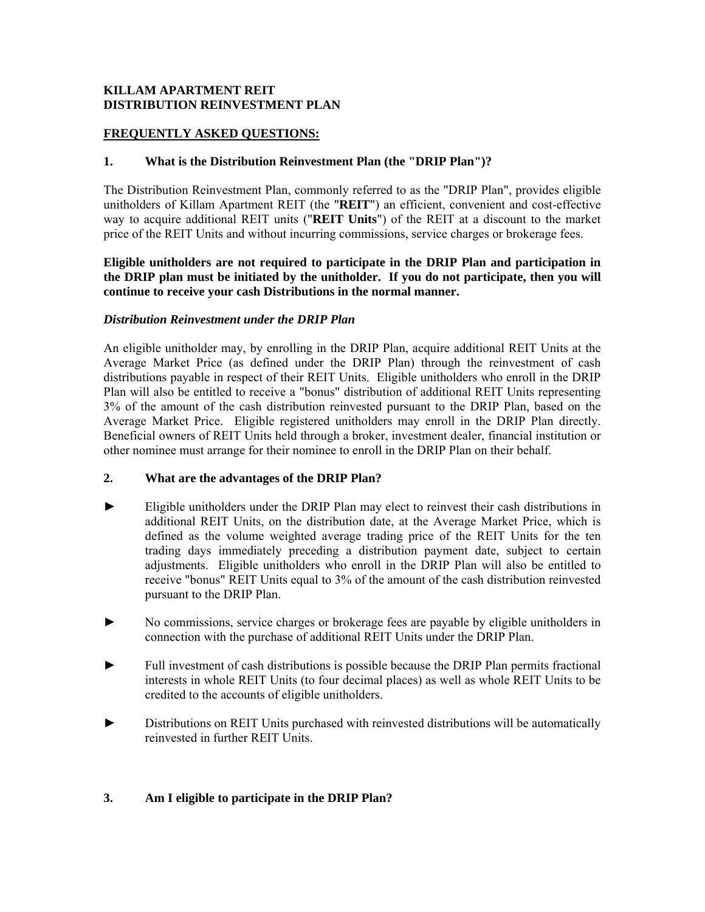**KILLAM APARTMENT REIT**
**DISTRIBUTION REINVESTMENT PLAN**

**FREQUENTLY ASKED QUESTIONS:**

### 1. What is the Distribution Reinvestment Plan (the "DRIP Plan")?

The Distribution Reinvestment Plan, commonly referred to as the "DRIP Plan", provides eligible unitholders of Killam Apartment REIT (the "**REIT**") an efficient, convenient and cost-effective way to acquire additional REIT units ("**REIT Units**") of the REIT at a discount to the market price of the REIT Units and without incurring commissions, service charges or brokerage fees.

**Eligible unitholders are not required to participate in the DRIP Plan and participation in the DRIP plan must be initiated by the unitholder. If you do not participate, then you will continue to receive your cash Distributions in the normal manner.**

***Distribution Reinvestment under the DRIP Plan***

An eligible unitholder may, by enrolling in the DRIP Plan, acquire additional REIT Units at the Average Market Price (as defined under the DRIP Plan) through the reinvestment of cash distributions payable in respect of their REIT Units. Eligible unitholders who enroll in the DRIP Plan will also be entitled to receive a "bonus" distribution of additional REIT Units representing 3% of the amount of the cash distribution reinvested pursuant to the DRIP Plan, based on the Average Market Price. Eligible registered unitholders may enroll in the DRIP Plan directly. Beneficial owners of REIT Units held through a broker, investment dealer, financial institution or other nominee must arrange for their nominee to enroll in the DRIP Plan on their behalf.

### 2. What are the advantages of the DRIP Plan?

- Eligible unitholders under the DRIP Plan may elect to reinvest their cash distributions in additional REIT Units, on the distribution date, at the Average Market Price, which is defined as the volume weighted average trading price of the REIT Units for the ten trading days immediately preceding a distribution payment date, subject to certain adjustments. Eligible unitholders who enroll in the DRIP Plan will also be entitled to receive "bonus" REIT Units equal to 3% of the amount of the cash distribution reinvested pursuant to the DRIP Plan.
- No commissions, service charges or brokerage fees are payable by eligible unitholders in connection with the purchase of additional REIT Units under the DRIP Plan.
- Full investment of cash distributions is possible because the DRIP Plan permits fractional interests in whole REIT Units (to four decimal places) as well as whole REIT Units to be credited to the accounts of eligible unitholders.
- Distributions on REIT Units purchased with reinvested distributions will be automatically reinvested in further REIT Units.

### 3. Am I eligible to participate in the DRIP Plan?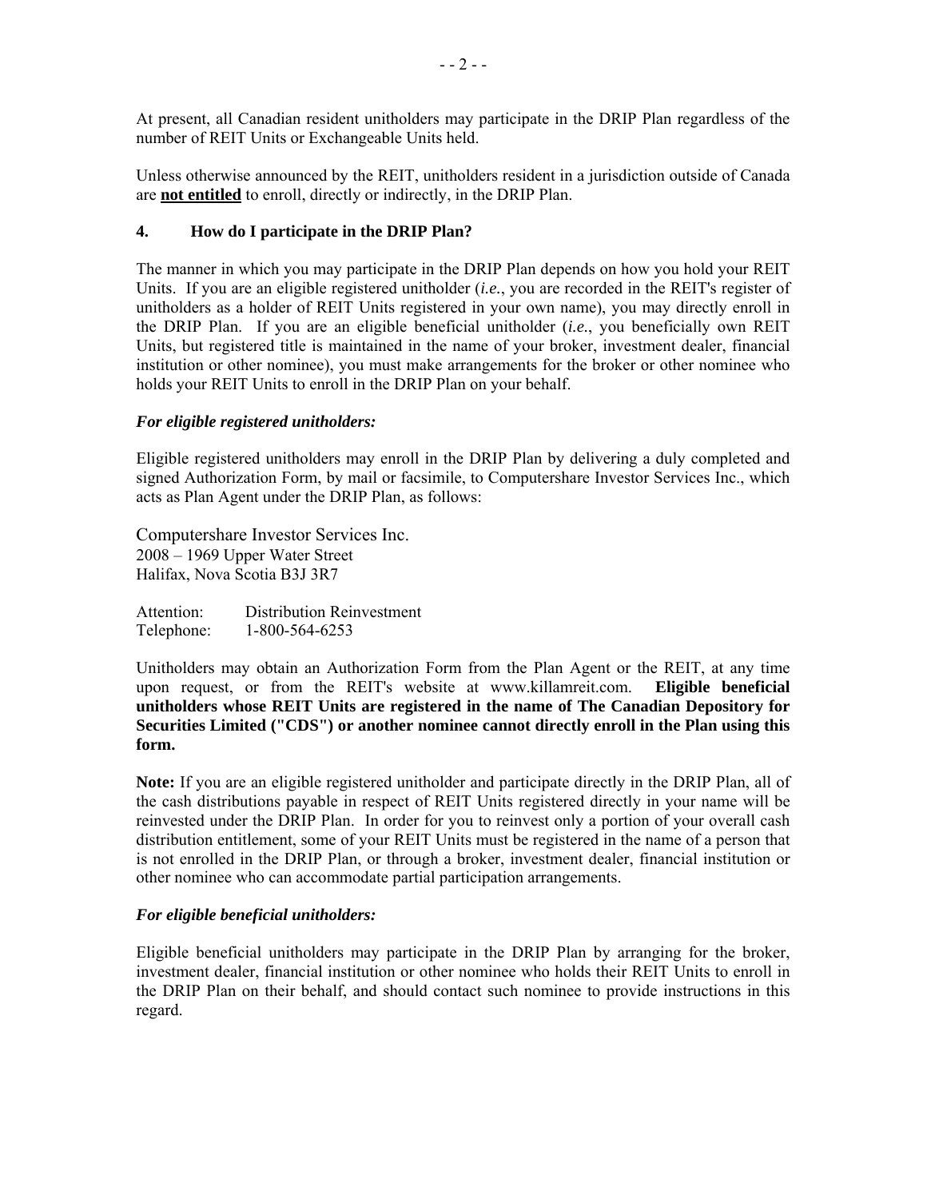At present, all Canadian resident unitholders may participate in the DRIP Plan regardless of the number of REIT Units or Exchangeable Units held.

Unless otherwise announced by the REIT, unitholders resident in a jurisdiction outside of Canada are **not entitled** to enroll, directly or indirectly, in the DRIP Plan.

### 4. How do I participate in the DRIP Plan?

The manner in which you may participate in the DRIP Plan depends on how you hold your REIT Units. If you are an eligible registered unitholder (*i.e.*, you are recorded in the REIT's register of unitholders as a holder of REIT Units registered in your own name), you may directly enroll in the DRIP Plan. If you are an eligible beneficial unitholder (*i.e.*, you beneficially own REIT Units, but registered title is maintained in the name of your broker, investment dealer, financial institution or other nominee), you must make arrangements for the broker or other nominee who holds your REIT Units to enroll in the DRIP Plan on your behalf.

***For eligible registered unitholders:***

Eligible registered unitholders may enroll in the DRIP Plan by delivering a duly completed and signed Authorization Form, by mail or facsimile, to Computershare Investor Services Inc., which acts as Plan Agent under the DRIP Plan, as follows:

Computershare Investor Services Inc.
2008 – 1969 Upper Water Street
Halifax, Nova Scotia B3J 3R7

Attention: Distribution Reinvestment
Telephone: 1-800-564-6253

Unitholders may obtain an Authorization Form from the Plan Agent or the REIT, at any time upon request, or from the REIT's website at www.killamreit.com. **Eligible beneficial unitholders whose REIT Units are registered in the name of The Canadian Depository for Securities Limited ("CDS") or another nominee cannot directly enroll in the Plan using this form.**

**Note:** If you are an eligible registered unitholder and participate directly in the DRIP Plan, all of the cash distributions payable in respect of REIT Units registered directly in your name will be reinvested under the DRIP Plan. In order for you to reinvest only a portion of your overall cash distribution entitlement, some of your REIT Units must be registered in the name of a person that is not enrolled in the DRIP Plan, or through a broker, investment dealer, financial institution or other nominee who can accommodate partial participation arrangements.

***For eligible beneficial unitholders:***

Eligible beneficial unitholders may participate in the DRIP Plan by arranging for the broker, investment dealer, financial institution or other nominee who holds their REIT Units to enroll in the DRIP Plan on their behalf, and should contact such nominee to provide instructions in this regard.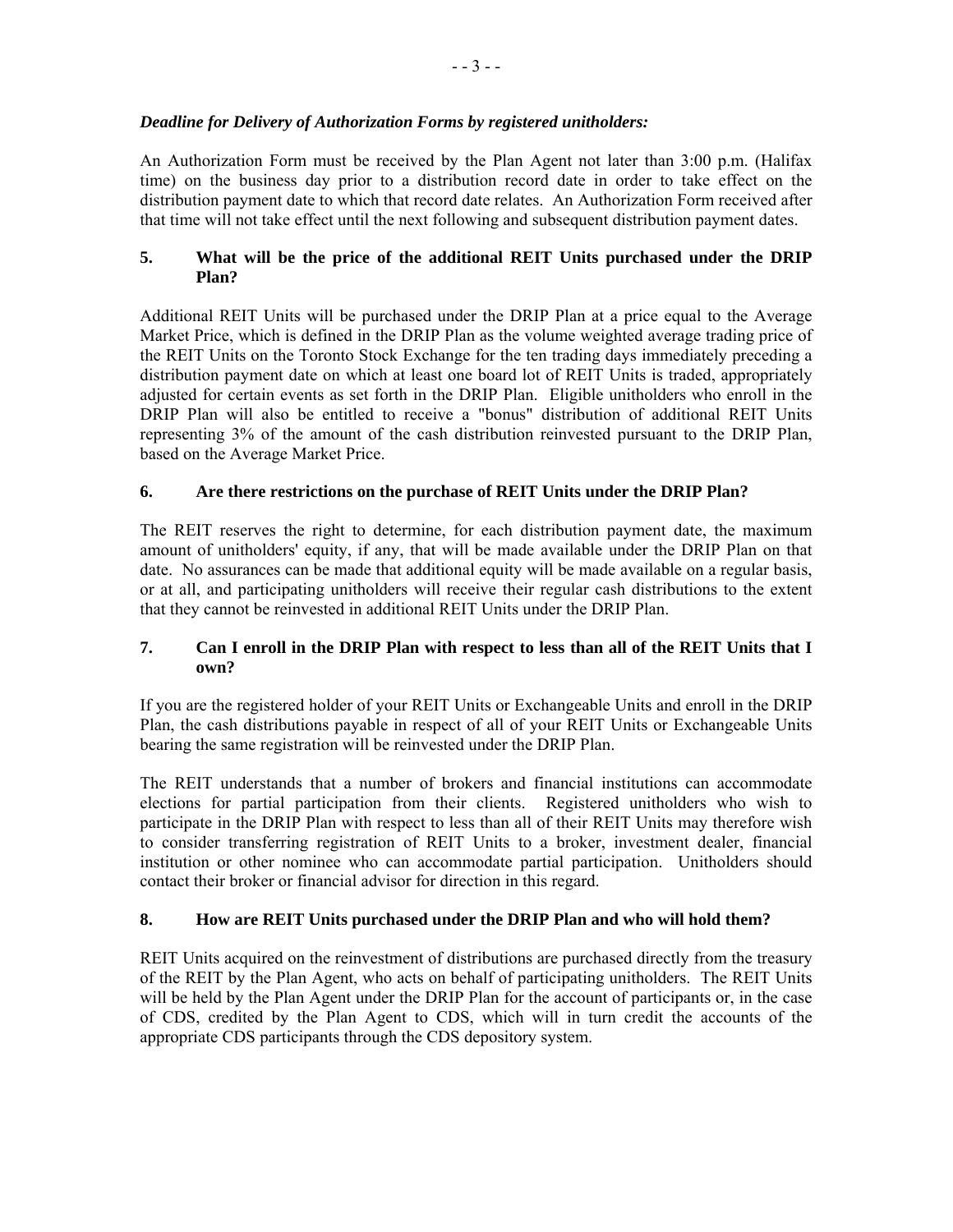***Deadline for Delivery of Authorization Forms by registered unitholders:***

An Authorization Form must be received by the Plan Agent not later than 3:00 p.m. (Halifax time) on the business day prior to a distribution record date in order to take effect on the distribution payment date to which that record date relates. An Authorization Form received after that time will not take effect until the next following and subsequent distribution payment dates.

## 5. What will be the price of the additional REIT Units purchased under the DRIP Plan?

Additional REIT Units will be purchased under the DRIP Plan at a price equal to the Average Market Price, which is defined in the DRIP Plan as the volume weighted average trading price of the REIT Units on the Toronto Stock Exchange for the ten trading days immediately preceding a distribution payment date on which at least one board lot of REIT Units is traded, appropriately adjusted for certain events as set forth in the DRIP Plan. Eligible unitholders who enroll in the DRIP Plan will also be entitled to receive a "bonus" distribution of additional REIT Units representing 3% of the amount of the cash distribution reinvested pursuant to the DRIP Plan, based on the Average Market Price.

## 6. Are there restrictions on the purchase of REIT Units under the DRIP Plan?

The REIT reserves the right to determine, for each distribution payment date, the maximum amount of unitholders' equity, if any, that will be made available under the DRIP Plan on that date. No assurances can be made that additional equity will be made available on a regular basis, or at all, and participating unitholders will receive their regular cash distributions to the extent that they cannot be reinvested in additional REIT Units under the DRIP Plan.

## 7. Can I enroll in the DRIP Plan with respect to less than all of the REIT Units that I own?

If you are the registered holder of your REIT Units or Exchangeable Units and enroll in the DRIP Plan, the cash distributions payable in respect of all of your REIT Units or Exchangeable Units bearing the same registration will be reinvested under the DRIP Plan.

The REIT understands that a number of brokers and financial institutions can accommodate elections for partial participation from their clients. Registered unitholders who wish to participate in the DRIP Plan with respect to less than all of their REIT Units may therefore wish to consider transferring registration of REIT Units to a broker, investment dealer, financial institution or other nominee who can accommodate partial participation. Unitholders should contact their broker or financial advisor for direction in this regard.

## 8. How are REIT Units purchased under the DRIP Plan and who will hold them?

REIT Units acquired on the reinvestment of distributions are purchased directly from the treasury of the REIT by the Plan Agent, who acts on behalf of participating unitholders. The REIT Units will be held by the Plan Agent under the DRIP Plan for the account of participants or, in the case of CDS, credited by the Plan Agent to CDS, which will in turn credit the accounts of the appropriate CDS participants through the CDS depository system.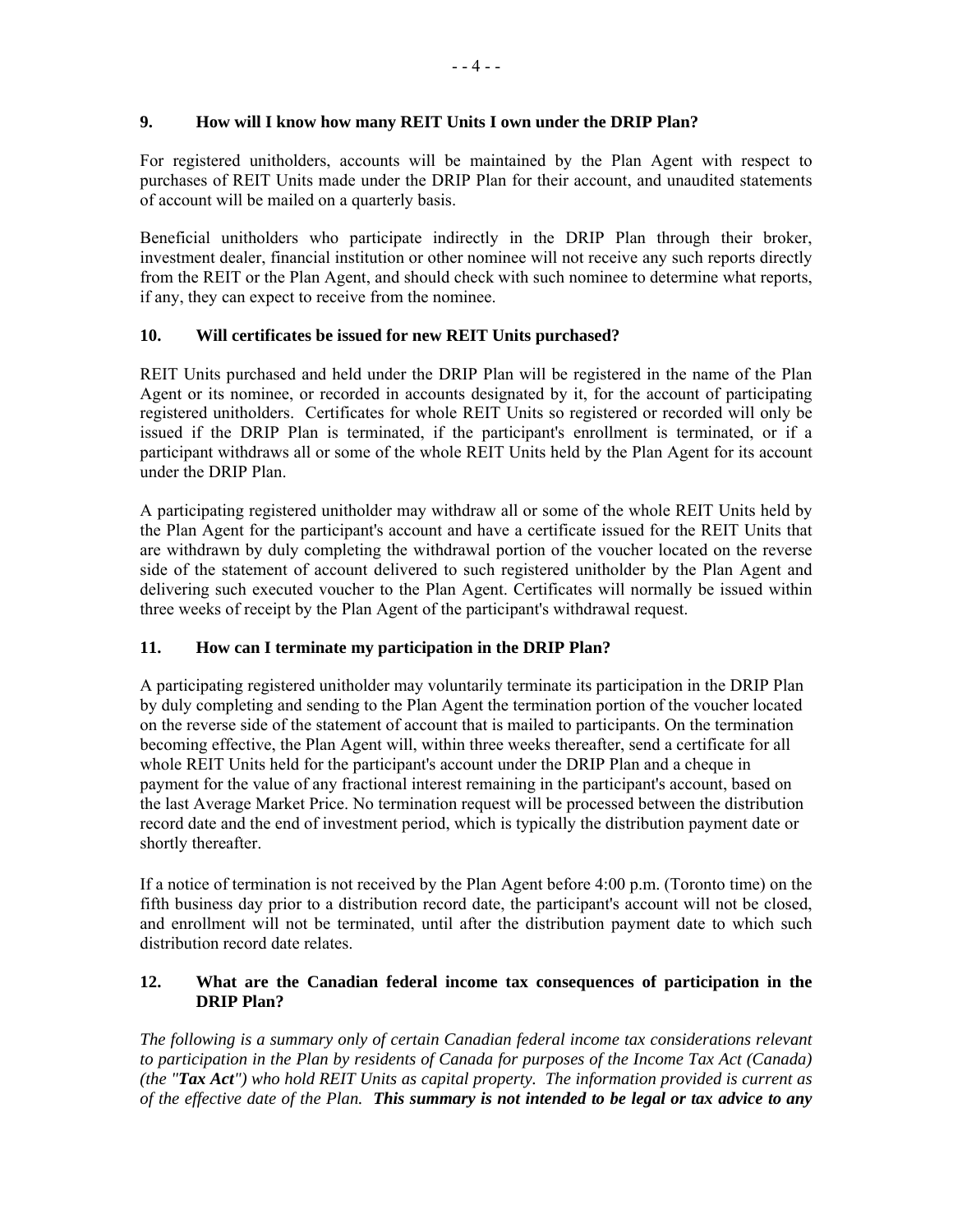### 9. How will I know how many REIT Units I own under the DRIP Plan?

For registered unitholders, accounts will be maintained by the Plan Agent with respect to purchases of REIT Units made under the DRIP Plan for their account, and unaudited statements of account will be mailed on a quarterly basis.

Beneficial unitholders who participate indirectly in the DRIP Plan through their broker, investment dealer, financial institution or other nominee will not receive any such reports directly from the REIT or the Plan Agent, and should check with such nominee to determine what reports, if any, they can expect to receive from the nominee.

### 10. Will certificates be issued for new REIT Units purchased?

REIT Units purchased and held under the DRIP Plan will be registered in the name of the Plan Agent or its nominee, or recorded in accounts designated by it, for the account of participating registered unitholders. Certificates for whole REIT Units so registered or recorded will only be issued if the DRIP Plan is terminated, if the participant's enrollment is terminated, or if a participant withdraws all or some of the whole REIT Units held by the Plan Agent for its account under the DRIP Plan.

A participating registered unitholder may withdraw all or some of the whole REIT Units held by the Plan Agent for the participant's account and have a certificate issued for the REIT Units that are withdrawn by duly completing the withdrawal portion of the voucher located on the reverse side of the statement of account delivered to such registered unitholder by the Plan Agent and delivering such executed voucher to the Plan Agent. Certificates will normally be issued within three weeks of receipt by the Plan Agent of the participant's withdrawal request.

### 11. How can I terminate my participation in the DRIP Plan?

A participating registered unitholder may voluntarily terminate its participation in the DRIP Plan by duly completing and sending to the Plan Agent the termination portion of the voucher located on the reverse side of the statement of account that is mailed to participants. On the termination becoming effective, the Plan Agent will, within three weeks thereafter, send a certificate for all whole REIT Units held for the participant's account under the DRIP Plan and a cheque in payment for the value of any fractional interest remaining in the participant's account, based on the last Average Market Price. No termination request will be processed between the distribution record date and the end of investment period, which is typically the distribution payment date or shortly thereafter.

If a notice of termination is not received by the Plan Agent before 4:00 p.m. (Toronto time) on the fifth business day prior to a distribution record date, the participant's account will not be closed, and enrollment will not be terminated, until after the distribution payment date to which such distribution record date relates.

### 12. What are the Canadian federal income tax consequences of participation in the DRIP Plan?

*The following is a summary only of certain Canadian federal income tax considerations relevant to participation in the Plan by residents of Canada for purposes of the Income Tax Act (Canada) (the "**Tax Act**") who hold REIT Units as capital property. The information provided is current as of the effective date of the Plan.* ***This summary is not intended to be legal or tax advice to any***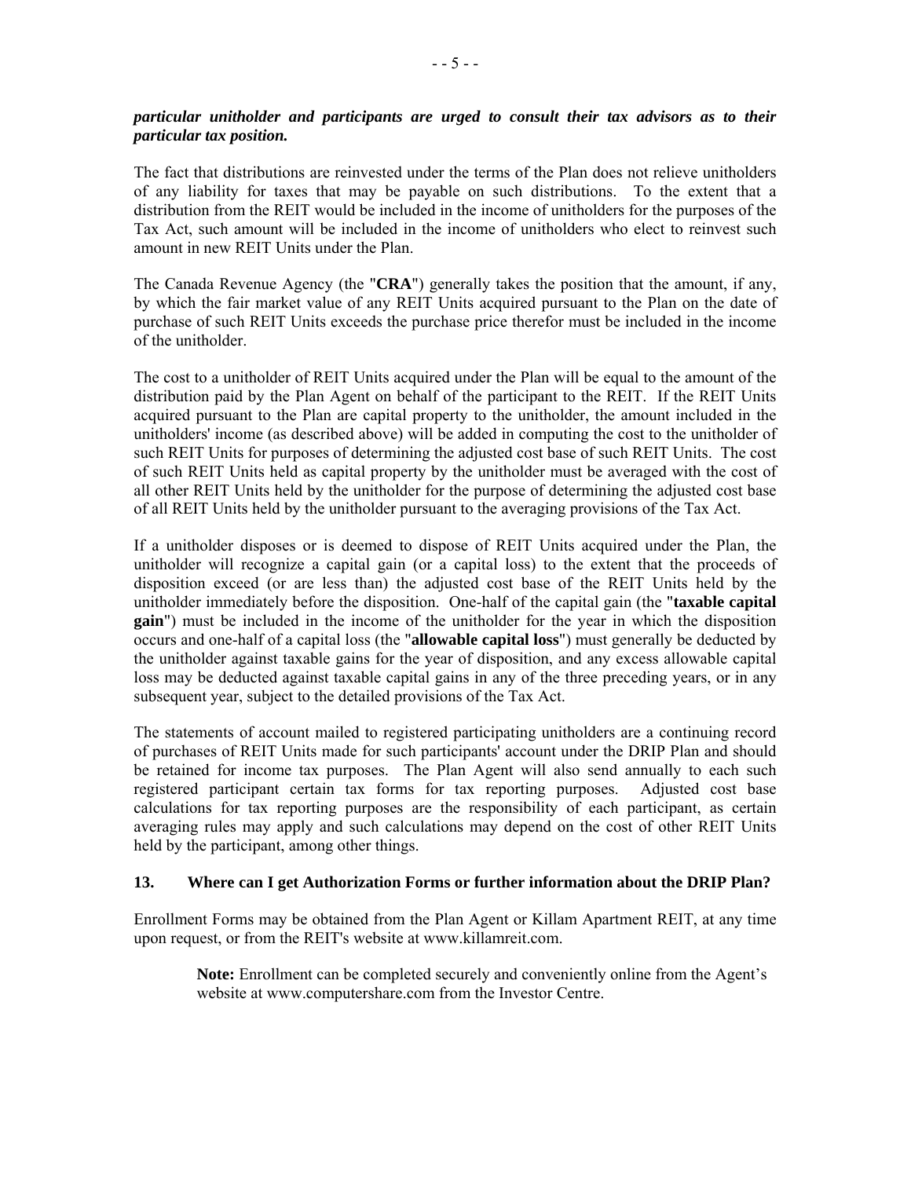***particular unitholder and participants are urged to consult their tax advisors as to their particular tax position.***

The fact that distributions are reinvested under the terms of the Plan does not relieve unitholders of any liability for taxes that may be payable on such distributions. To the extent that a distribution from the REIT would be included in the income of unitholders for the purposes of the Tax Act, such amount will be included in the income of unitholders who elect to reinvest such amount in new REIT Units under the Plan.

The Canada Revenue Agency (the "**CRA**") generally takes the position that the amount, if any, by which the fair market value of any REIT Units acquired pursuant to the Plan on the date of purchase of such REIT Units exceeds the purchase price therefor must be included in the income of the unitholder.

The cost to a unitholder of REIT Units acquired under the Plan will be equal to the amount of the distribution paid by the Plan Agent on behalf of the participant to the REIT. If the REIT Units acquired pursuant to the Plan are capital property to the unitholder, the amount included in the unitholders' income (as described above) will be added in computing the cost to the unitholder of such REIT Units for purposes of determining the adjusted cost base of such REIT Units. The cost of such REIT Units held as capital property by the unitholder must be averaged with the cost of all other REIT Units held by the unitholder for the purpose of determining the adjusted cost base of all REIT Units held by the unitholder pursuant to the averaging provisions of the Tax Act.

If a unitholder disposes or is deemed to dispose of REIT Units acquired under the Plan, the unitholder will recognize a capital gain (or a capital loss) to the extent that the proceeds of disposition exceed (or are less than) the adjusted cost base of the REIT Units held by the unitholder immediately before the disposition. One-half of the capital gain (the "**taxable capital gain**") must be included in the income of the unitholder for the year in which the disposition occurs and one-half of a capital loss (the "**allowable capital loss**") must generally be deducted by the unitholder against taxable gains for the year of disposition, and any excess allowable capital loss may be deducted against taxable capital gains in any of the three preceding years, or in any subsequent year, subject to the detailed provisions of the Tax Act.

The statements of account mailed to registered participating unitholders are a continuing record of purchases of REIT Units made for such participants' account under the DRIP Plan and should be retained for income tax purposes. The Plan Agent will also send annually to each such registered participant certain tax forms for tax reporting purposes. Adjusted cost base calculations for tax reporting purposes are the responsibility of each participant, as certain averaging rules may apply and such calculations may depend on the cost of other REIT Units held by the participant, among other things.

## 13. Where can I get Authorization Forms or further information about the DRIP Plan?

Enrollment Forms may be obtained from the Plan Agent or Killam Apartment REIT, at any time upon request, or from the REIT's website at www.killamreit.com.

> **Note:** Enrollment can be completed securely and conveniently online from the Agent's website at www.computershare.com from the Investor Centre.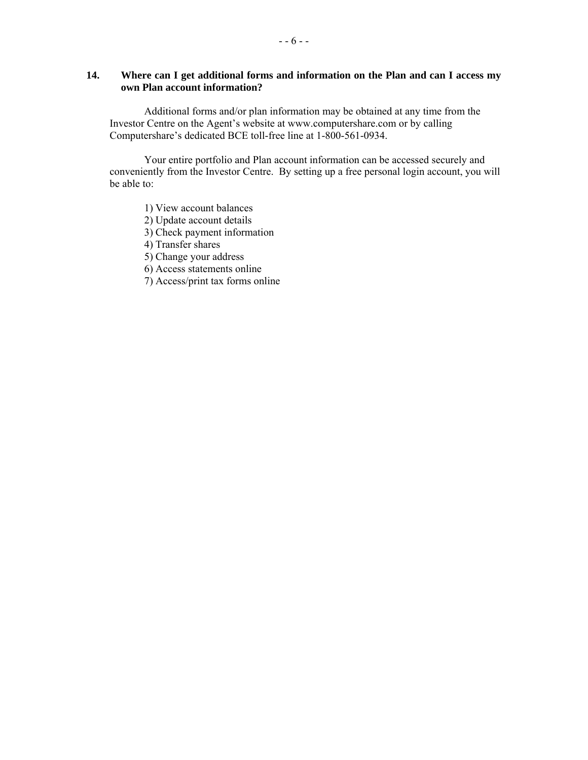**14. Where can I get additional forms and information on the Plan and can I access my own Plan account information?**

Additional forms and/or plan information may be obtained at any time from the Investor Centre on the Agent's website at www.computershare.com or by calling Computershare's dedicated BCE toll-free line at 1-800-561-0934.

Your entire portfolio and Plan account information can be accessed securely and conveniently from the Investor Centre. By setting up a free personal login account, you will be able to:

1) View account balances
2) Update account details
3) Check payment information
4) Transfer shares
5) Change your address
6) Access statements online
7) Access/print tax forms online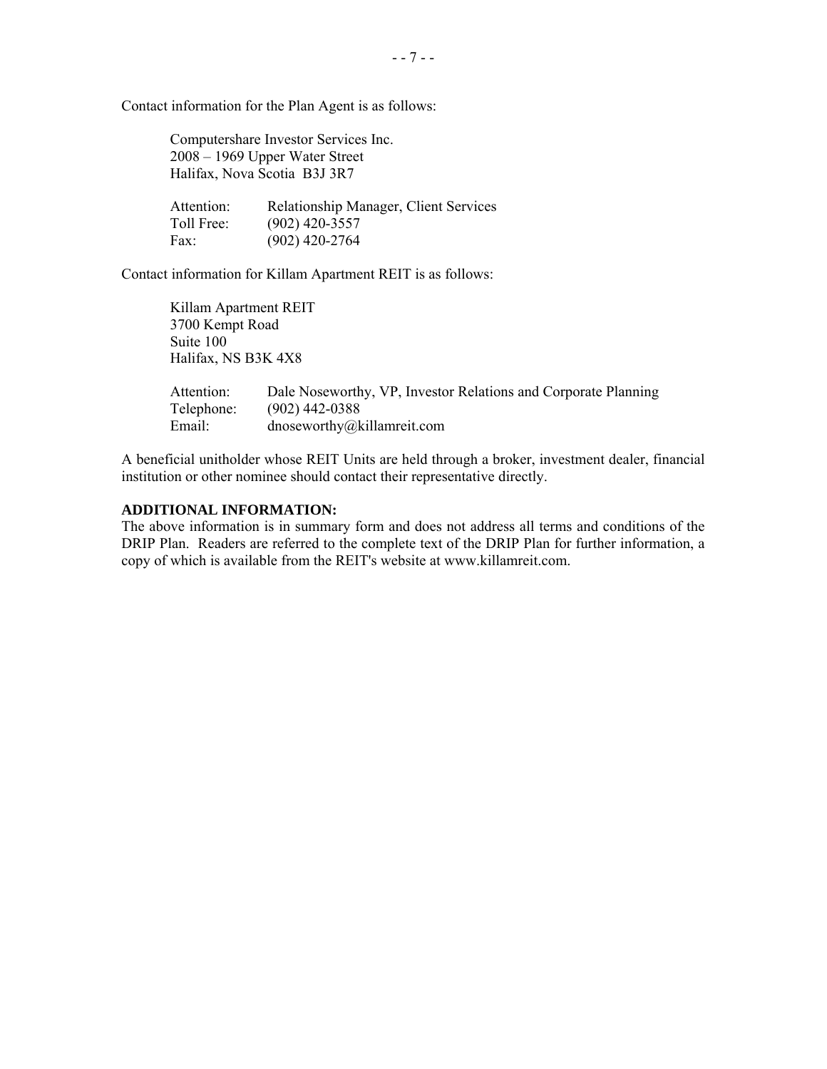Contact information for the Plan Agent is as follows:

Computershare Investor Services Inc.
2008 – 1969 Upper Water Street
Halifax, Nova Scotia B3J 3R7

| | |
|---|---|
| Attention: | Relationship Manager, Client Services |
| Toll Free: | (902) 420-3557 |
| Fax: | (902) 420-2764 |

Contact information for Killam Apartment REIT is as follows:

Killam Apartment REIT
3700 Kempt Road
Suite 100
Halifax, NS B3K 4X8

| | |
|---|---|
| Attention: | Dale Noseworthy, VP, Investor Relations and Corporate Planning |
| Telephone: | (902) 442-0388 |
| Email: | dnoseworthy@killamreit.com |

A beneficial unitholder whose REIT Units are held through a broker, investment dealer, financial institution or other nominee should contact their representative directly.

**ADDITIONAL INFORMATION:**

The above information is in summary form and does not address all terms and conditions of the DRIP Plan. Readers are referred to the complete text of the DRIP Plan for further information, a copy of which is available from the REIT's website at www.killamreit.com.